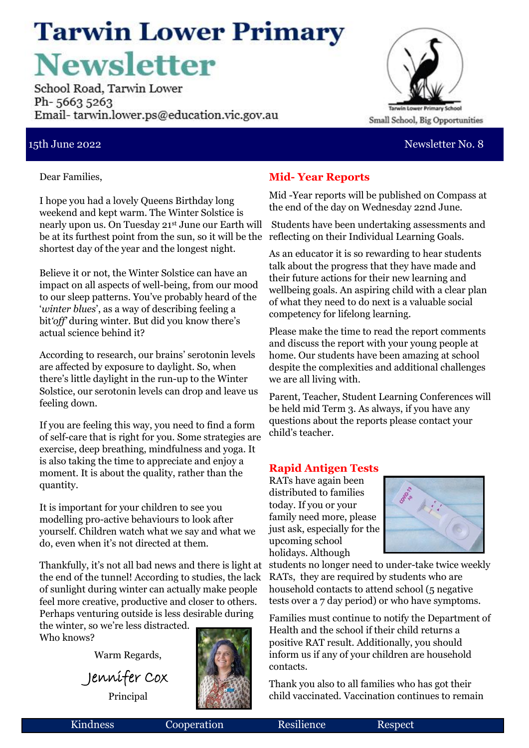# Tarwin Lower Primary Newsletter

School Road, Tarwin Lower
Ph- 5663 5263
Email- tarwin.lower.ps@education.vic.gov.au

Tarwin Lower Primary School
Small School, Big Opportunities

15th June 2022 | Newsletter No. 8

Dear Families,

I hope you had a lovely Queens Birthday long weekend and kept warm. The Winter Solstice is nearly upon us. On Tuesday 21st June our Earth will be at its furthest point from the sun, so it will be the shortest day of the year and the longest night.

Believe it or not, the Winter Solstice can have an impact on all aspects of well-being, from our mood to our sleep patterns. You've probably heard of the '*winter blues*', as a way of describing feeling a bit*'off'* during winter. But did you know there's actual science behind it?

According to research, our brains' serotonin levels are affected by exposure to daylight. So, when there's little daylight in the run-up to the Winter Solstice, our serotonin levels can drop and leave us feeling down.

If you are feeling this way, you need to find a form of self-care that is right for you. Some strategies are exercise, deep breathing, mindfulness and yoga. It is also taking the time to appreciate and enjoy a moment. It is about the quality, rather than the quantity.

It is important for your children to see you modelling pro-active behaviours to look after yourself. Children watch what we say and what we do, even when it's not directed at them.

Thankfully, it's not all bad news and there is light at the end of the tunnel! According to studies, the lack of sunlight during winter can actually make people feel more creative, productive and closer to others. Perhaps venturing outside is less desirable during the winter, so we're less distracted. Who knows?

Warm Regards,

Jennifer Cox

Principal

## Mid- Year Reports

Mid -Year reports will be published on Compass at the end of the day on Wednesday 22nd June.

Students have been undertaking assessments and reflecting on their Individual Learning Goals.

As an educator it is so rewarding to hear students talk about the progress that they have made and their future actions for their new learning and wellbeing goals. An aspiring child with a clear plan of what they need to do next is a valuable social competency for lifelong learning.

Please make the time to read the report comments and discuss the report with your young people at home. Our students have been amazing at school despite the complexities and additional challenges we are all living with.

Parent, Teacher, Student Learning Conferences will be held mid Term 3. As always, if you have any questions about the reports please contact your child's teacher.

## Rapid Antigen Tests

RATs have again been distributed to families today. If you or your family need more, please just ask, especially for the upcoming school holidays. Although students no longer need to under-take twice weekly RATs, they are required by students who are household contacts to attend school (5 negative tests over a 7 day period) or who have symptoms.

Families must continue to notify the Department of Health and the school if their child returns a positive RAT result. Additionally, you should inform us if any of your children are household contacts.

Thank you also to all families who has got their child vaccinated. Vaccination continues to remain

Kindness | Cooperation | Resilience | Respect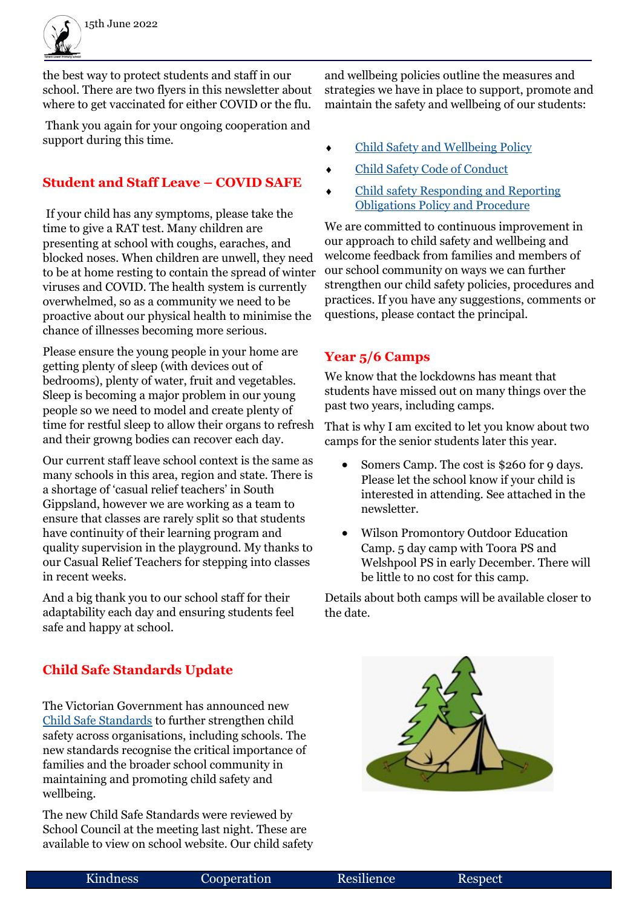the best way to protect students and staff in our school. There are two flyers in this newsletter about where to get vaccinated for either COVID or the flu.

Thank you again for your ongoing cooperation and support during this time.

## Student and Staff Leave – COVID SAFE

If your child has any symptoms, please take the time to give a RAT test. Many children are presenting at school with coughs, earaches, and blocked noses. When children are unwell, they need to be at home resting to contain the spread of winter viruses and COVID. The health system is currently overwhelmed, so as a community we need to be proactive about our physical health to minimise the chance of illnesses becoming more serious.

Please ensure the young people in your home are getting plenty of sleep (with devices out of bedrooms), plenty of water, fruit and vegetables. Sleep is becoming a major problem in our young people so we need to model and create plenty of time for restful sleep to allow their organs to refresh and their growng bodies can recover each day.

Our current staff leave school context is the same as many schools in this area, region and state. There is a shortage of 'casual relief teachers' in South Gippsland, however we are working as a team to ensure that classes are rarely split so that students have continuity of their learning program and quality supervision in the playground. My thanks to our Casual Relief Teachers for stepping into classes in recent weeks.

And a big thank you to our school staff for their adaptability each day and ensuring students feel safe and happy at school.

## Child Safe Standards Update

The Victorian Government has announced new Child Safe Standards to further strengthen child safety across organisations, including schools. The new standards recognise the critical importance of families and the broader school community in maintaining and promoting child safety and wellbeing.

The new Child Safe Standards were reviewed by School Council at the meeting last night. These are available to view on school website. Our child safety and wellbeing policies outline the measures and strategies we have in place to support, promote and maintain the safety and wellbeing of our students:

- Child Safety and Wellbeing Policy
- Child Safety Code of Conduct
- Child safety Responding and Reporting Obligations Policy and Procedure

We are committed to continuous improvement in our approach to child safety and wellbeing and welcome feedback from families and members of our school community on ways we can further strengthen our child safety policies, procedures and practices. If you have any suggestions, comments or questions, please contact the principal.

## Year 5/6 Camps

We know that the lockdowns has meant that students have missed out on many things over the past two years, including camps.

That is why I am excited to let you know about two camps for the senior students later this year.

- Somers Camp. The cost is $260 for 9 days. Please let the school know if your child is interested in attending. See attached in the newsletter.
- Wilson Promontory Outdoor Education Camp. 5 day camp with Toora PS and Welshpool PS in early December. There will be little to no cost for this camp.

Details about both camps will be available closer to the date.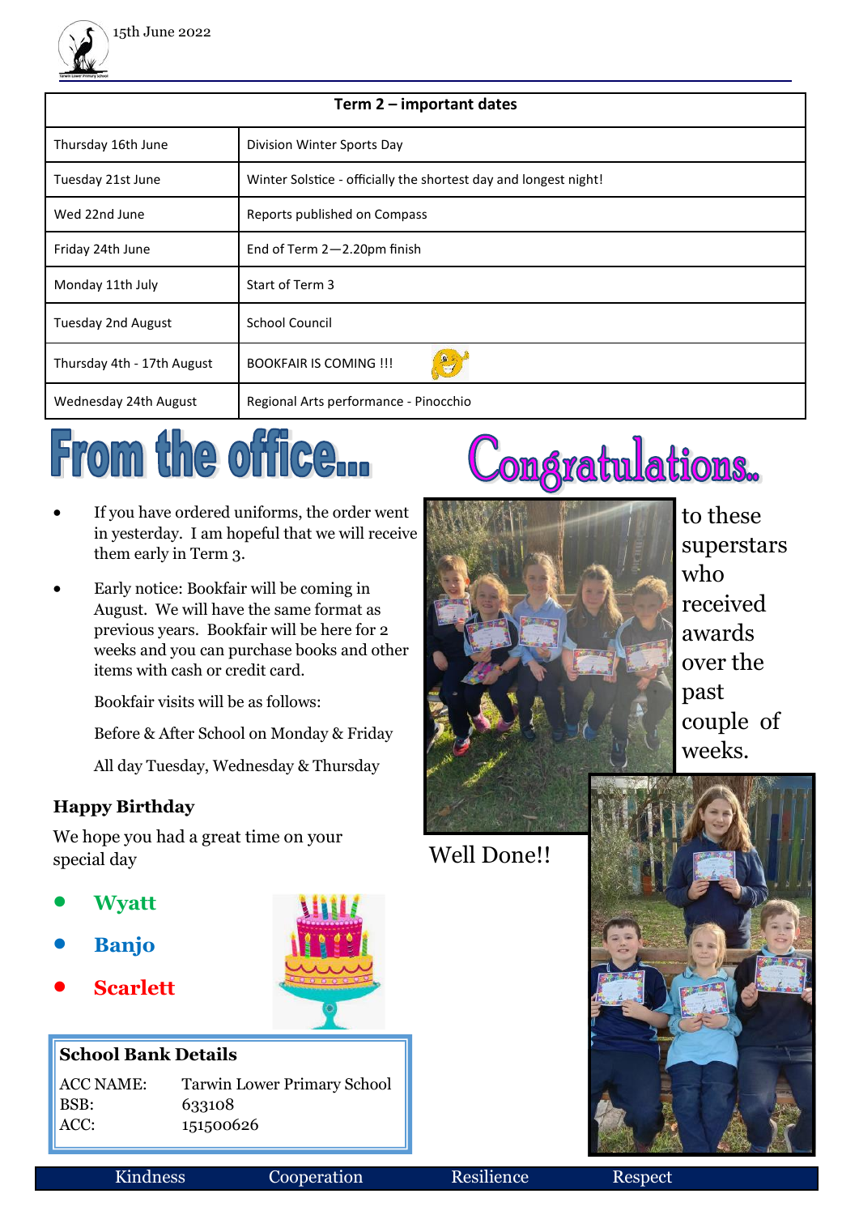15th June 2022

| Term 2 – important dates | |
|---|---|
| Thursday 16th June | Division Winter Sports Day |
| Tuesday 21st June | Winter Solstice - officially the shortest day and longest night! |
| Wed 22nd June | Reports published on Compass |
| Friday 24th June | End of Term 2—2.20pm finish |
| Monday 11th July | Start of Term 3 |
| Tuesday 2nd August | School Council |
| Thursday 4th - 17th August | BOOKFAIR IS COMING !!! |
| Wednesday 24th August | Regional Arts performance - Pinocchio |

# From the office...

- If you have ordered uniforms, the order went in yesterday. I am hopeful that we will receive them early in Term 3.
- Early notice: Bookfair will be coming in August. We will have the same format as previous years. Bookfair will be here for 2 weeks and you can purchase books and other items with cash or credit card.

  Bookfair visits will be as follows:

  Before & After School on Monday & Friday

  All day Tuesday, Wednesday & Thursday

### Happy Birthday

We hope you had a great time on your special day

- **Wyatt**
- **Banjo**
- **Scarlett**

**School Bank Details**

| | |
|---|---|
| ACC NAME: | Tarwin Lower Primary School |
| BSB: | 633108 |
| ACC: | 151500626 |

# Congratulations..

to these superstars who received awards over the past couple of weeks.

Well Done!!

Kindness Cooperation Resilience Respect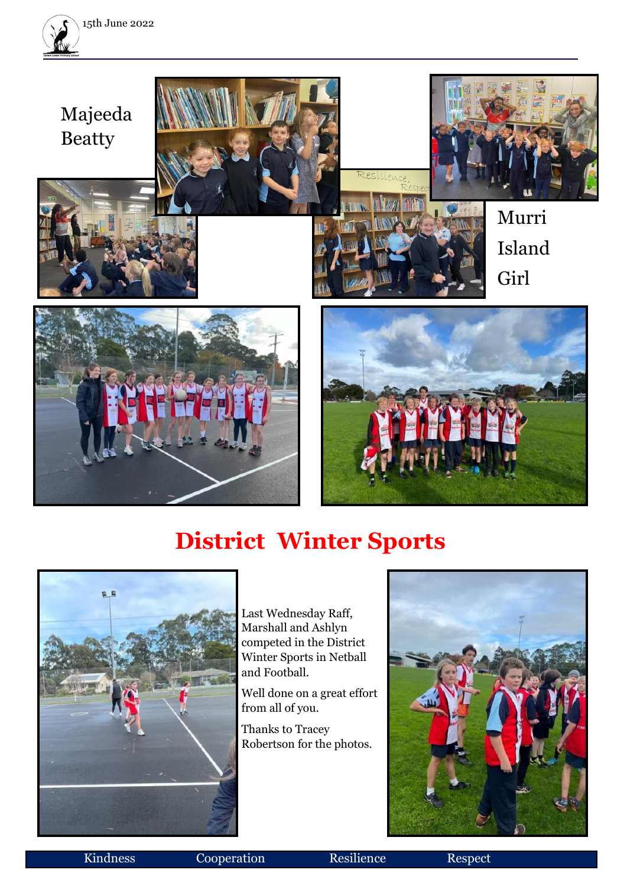Majeeda Beatty

Murri Island Girl

# District Winter Sports

Last Wednesday Raff, Marshall and Ashlyn competed in the District Winter Sports in Netball and Football.

Well done on a great effort from all of you.

Thanks to Tracey Robertson for the photos.

Kindness Cooperation Resilience Respect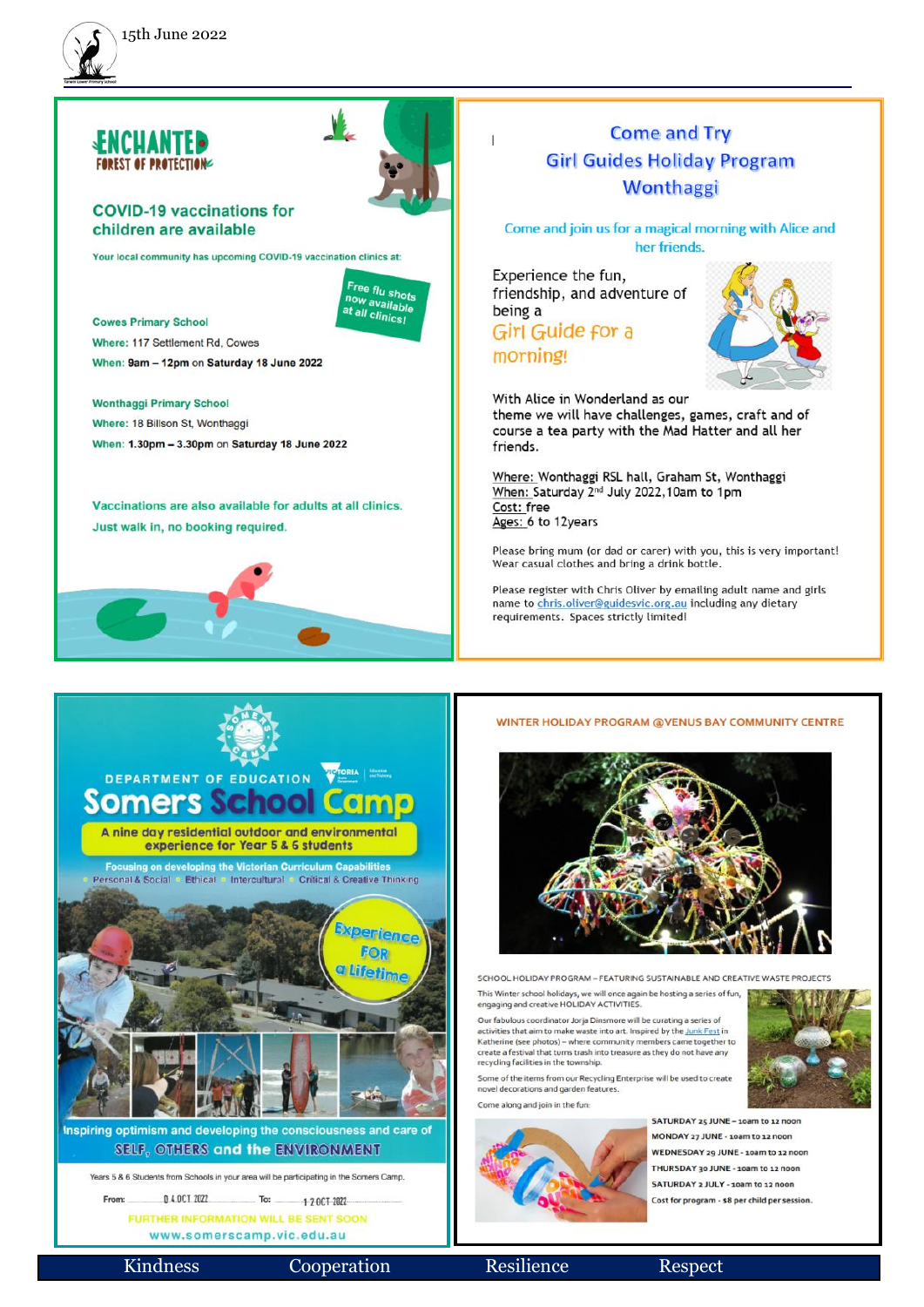## ENCHANTED FOREST OF PROTECTION

### COVID-19 vaccinations for children are available

Your local community has upcoming COVID-19 vaccination clinics at:

Free flu shots now available at all clinics!

**Cowes Primary School**
Where: 117 Settlement Rd, Cowes
When: 9am – 12pm on Saturday 18 June 2022

**Wonthaggi Primary School**
Where: 18 Billson St, Wonthaggi
When: 1.30pm – 3.30pm on Saturday 18 June 2022

Vaccinations are also available for adults at all clinics.

Just walk in, no booking required.

## Come and Try Girl Guides Holiday Program Wonthaggi

Come and join us for a magical morning with Alice and her friends.

Experience the fun, friendship, and adventure of being a Girl Guide for a morning!

With Alice in Wonderland as our theme we will have challenges, games, craft and of course a tea party with the Mad Hatter and all her friends.

Where: Wonthaggi RSL hall, Graham St, Wonthaggi
When: Saturday 2nd July 2022, 10am to 1pm
Cost: free
Ages: 6 to 12years

Please bring mum (or dad or carer) with you, this is very important! Wear casual clothes and bring a drink bottle.

Please register with Chris Oliver by emailing adult name and girls name to chris.oliver@guidesvic.org.au including any dietary requirements. Spaces strictly limited!

## DEPARTMENT OF EDUCATION Somers School Camp

A nine day residential outdoor and environmental experience for Year 5 & 6 students

Focusing on developing the Victorian Curriculum Capabilities
Personal & Social • Ethical • Intercultural • Critical & Creative Thinking

Experience FOR a Lifetime

Inspiring optimism and developing the consciousness and care of SELF, OTHERS and the ENVIRONMENT

Years 5 & 6 Students from Schools in your area will be participating in the Somers Camp.

From: 04 OCT 2022 To: 12 OCT 2022

FURTHER INFORMATION WILL BE SENT SOON

www.somerscamp.vic.edu.au

## WINTER HOLIDAY PROGRAM @VENUS BAY COMMUNITY CENTRE

SCHOOL HOLIDAY PROGRAM – FEATURING SUSTAINABLE AND CREATIVE WASTE PROJECTS

This Winter school holidays, we will once again be hosting a series of fun, engaging and creative HOLIDAY ACTIVITIES.

Our fabulous coordinator Jorja Dinsmore will be curating a series of activities that aim to make waste into art. Inspired by the Junk Fest in Katherine (see photos) – where community members came together to create a festival that turns trash into treasure as they do not have any recycling facilities in the township.

Some of the items from our Recycling Enterprise will be used to create novel decorations and garden features.

Come along and join in the fun:

- SATURDAY 25 JUNE – 10am to 12 noon
- MONDAY 27 JUNE - 10am to 12 noon
- WEDNESDAY 29 JUNE - 10am to 12 noon
- THURSDAY 30 JUNE - 10am to 12 noon
- SATURDAY 2 JULY - 10am to 12 noon

Cost for program - $8 per child per session.

Kindness Cooperation Resilience Respect